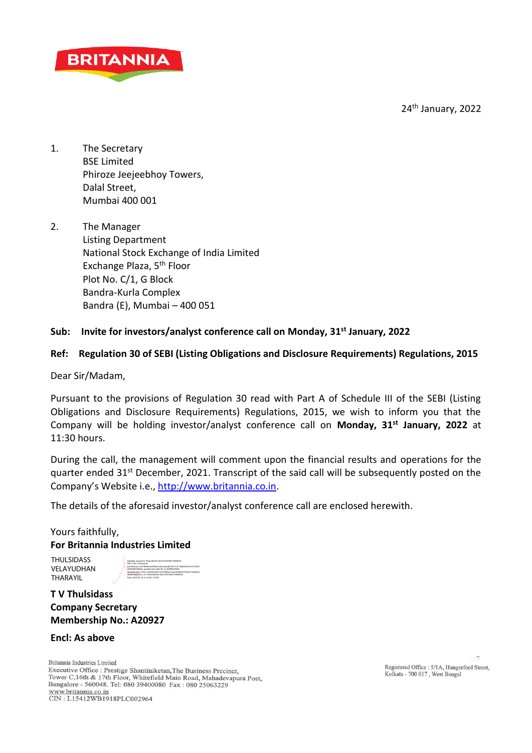BRITANNIA

24th January, 2022

1. The Secretary
   BSE Limited
   Phiroze Jeejeebhoy Towers,
   Dalal Street,
   Mumbai 400 001

2. The Manager
   Listing Department
   National Stock Exchange of India Limited
   Exchange Plaza, 5th Floor
   Plot No. C/1, G Block
   Bandra-Kurla Complex
   Bandra (E), Mumbai – 400 051

**Sub: Invite for investors/analyst conference call on Monday, 31st January, 2022**

**Ref: Regulation 30 of SEBI (Listing Obligations and Disclosure Requirements) Regulations, 2015**

Dear Sir/Madam,

Pursuant to the provisions of Regulation 30 read with Part A of Schedule III of the SEBI (Listing Obligations and Disclosure Requirements) Regulations, 2015, we wish to inform you that the Company will be holding investor/analyst conference call on **Monday, 31st January, 2022** at 11:30 hours.

During the call, the management will comment upon the financial results and operations for the quarter ended 31st December, 2021. Transcript of the said call will be subsequently posted on the Company's Website i.e., http://www.britannia.co.in.

The details of the aforesaid investor/analyst conference call are enclosed herewith.

Yours faithfully,
**For Britannia Industries Limited**

THULSIDASS VELAYUDHAN THARAYIL

**T V Thulsidass**
**Company Secretary**
**Membership No.: A20927**

**Encl: As above**

Britannia Industries Limited
Executive Office : Prestige Shantiniketan,The Business Precinct, Tower C,16th & 17th Floor, Whitefield Main Road, Mahadevapura Post, Bangalore - 560048. Tel: 080 39400080 Fax : 080 25063229
www.britannia.co.in
CIN : L15412WB1918PLC002964

Registered Office : 5/1A, Hungerford Street, Kolkata - 700 017 , West Bengal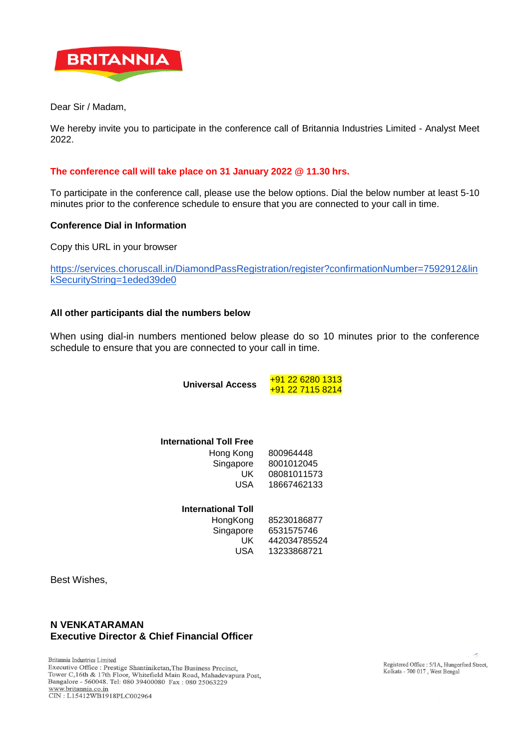BRITANNIA

Dear Sir / Madam,

We hereby invite you to participate in the conference call of Britannia Industries Limited - Analyst Meet 2022.

**The conference call will take place on 31 January 2022 @ 11.30 hrs.**

To participate in the conference call, please use the below options. Dial the below number at least 5-10 minutes prior to the conference schedule to ensure that you are connected to your call in time.

**Conference Dial in Information**

Copy this URL in your browser

https://services.choruscall.in/DiamondPassRegistration/register?confirmationNumber=7592912&linkSecurityString=1eded39de0

**All other participants dial the numbers below**

When using dial-in numbers mentioned below please do so 10 minutes prior to the conference schedule to ensure that you are connected to your call in time.

| | |
|---|---|
| **Universal Access** | +91 22 6280 1313<br>+91 22 7115 8214 |
| **International Toll Free** | |
| Hong Kong | 800964448 |
| Singapore | 8001012045 |
| UK | 08081011573 |
| USA | 18667462133 |
| **International Toll** | |
| HongKong | 85230186877 |
| Singapore | 6531575746 |
| UK | 442034785524 |
| USA | 13233868721 |

Best Wishes,

**N VENKATARAMAN**
**Executive Director & Chief Financial Officer**

Britannia Industries Limited
Executive Office : Prestige Shantiniketan,The Business Precinct, Tower C,16th & 17th Floor, Whitefield Main Road, Mahadevapura Post, Bangalore - 560048. Tel: 080 39400080 Fax : 080 25063229
www.britannia.co.in
CIN : L15412WB1918PLC002964

Registered Office : 5/1A, Hungerford Street, Kolkata - 700 017 , West Bengal